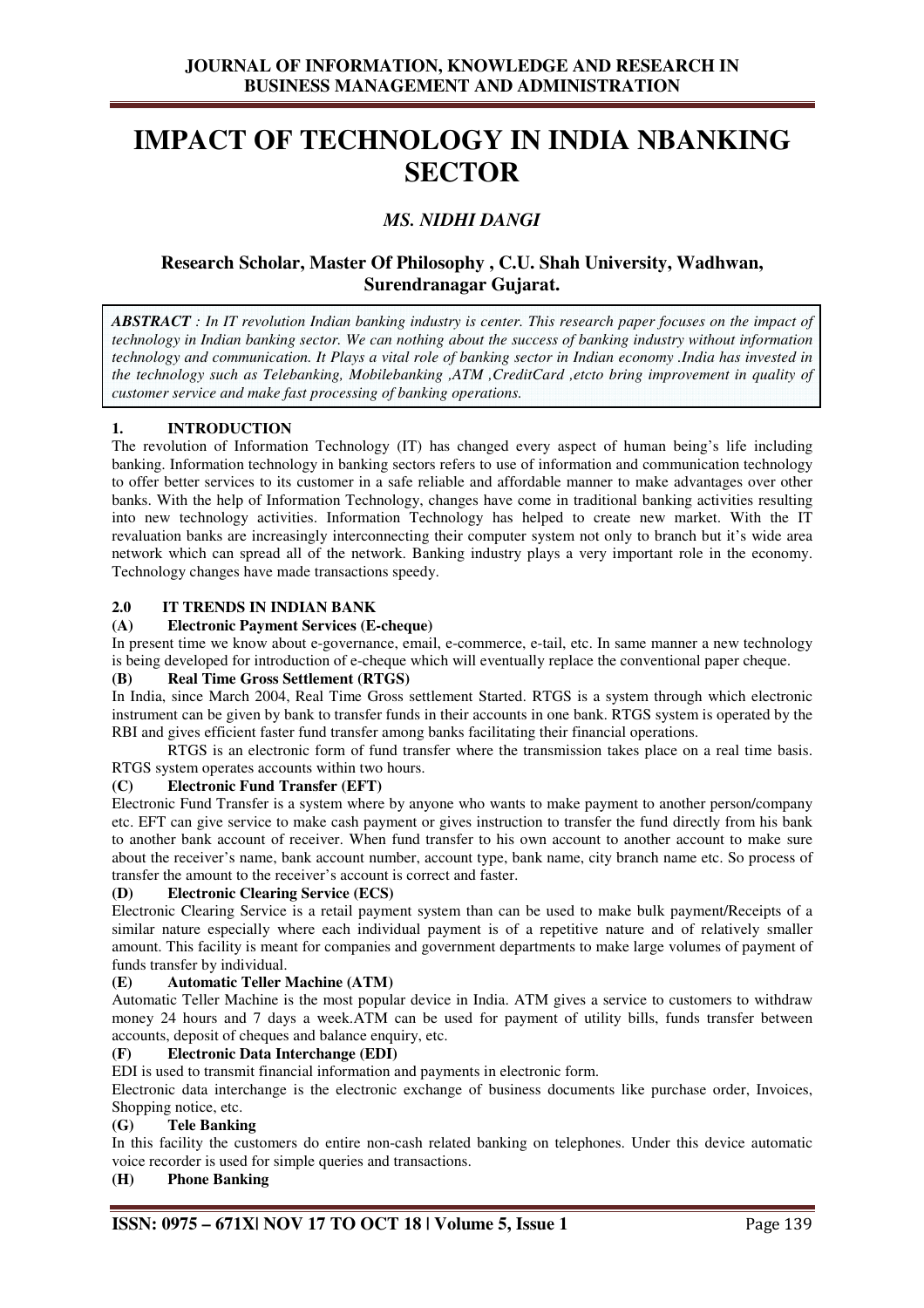# IMPACT OF TECHNOLOGY IN INDIA NBANKING SECTOR

***MS. NIDHI DANGI***

**Research Scholar, Master Of Philosophy , C.U. Shah University, Wadhwan, Surendranagar Gujarat.**

***ABSTRACT*** *: In IT revolution Indian banking industry is center. This research paper focuses on the impact of technology in Indian banking sector. We can nothing about the success of banking industry without information technology and communication. It Plays a vital role of banking sector in Indian economy .India has invested in the technology such as Telebanking, Mobilebanking ,ATM ,CreditCard ,etcto bring improvement in quality of customer service and make fast processing of banking operations.*

## 1. INTRODUCTION

The revolution of Information Technology (IT) has changed every aspect of human being's life including banking. Information technology in banking sectors refers to use of information and communication technology to offer better services to its customer in a safe reliable and affordable manner to make advantages over other banks. With the help of Information Technology, changes have come in traditional banking activities resulting into new technology activities. Information Technology has helped to create new market. With the IT revaluation banks are increasingly interconnecting their computer system not only to branch but it's wide area network which can spread all of the network. Banking industry plays a very important role in the economy. Technology changes have made transactions speedy.

## 2.0 IT TRENDS IN INDIAN BANK

### (A) Electronic Payment Services (E-cheque)

In present time we know about e-governance, email, e-commerce, e-tail, etc. In same manner a new technology is being developed for introduction of e-cheque which will eventually replace the conventional paper cheque.

### (B) Real Time Gross Settlement (RTGS)

In India, since March 2004, Real Time Gross settlement Started. RTGS is a system through which electronic instrument can be given by bank to transfer funds in their accounts in one bank. RTGS system is operated by the RBI and gives efficient faster fund transfer among banks facilitating their financial operations.

RTGS is an electronic form of fund transfer where the transmission takes place on a real time basis. RTGS system operates accounts within two hours.

### (C) Electronic Fund Transfer (EFT)

Electronic Fund Transfer is a system where by anyone who wants to make payment to another person/company etc. EFT can give service to make cash payment or gives instruction to transfer the fund directly from his bank to another bank account of receiver. When fund transfer to his own account to another account to make sure about the receiver's name, bank account number, account type, bank name, city branch name etc. So process of transfer the amount to the receiver's account is correct and faster.

### (D) Electronic Clearing Service (ECS)

Electronic Clearing Service is a retail payment system than can be used to make bulk payment/Receipts of a similar nature especially where each individual payment is of a repetitive nature and of relatively smaller amount. This facility is meant for companies and government departments to make large volumes of payment of funds transfer by individual.

### (E) Automatic Teller Machine (ATM)

Automatic Teller Machine is the most popular device in India. ATM gives a service to customers to withdraw money 24 hours and 7 days a week.ATM can be used for payment of utility bills, funds transfer between accounts, deposit of cheques and balance enquiry, etc.

### (F) Electronic Data Interchange (EDI)

EDI is used to transmit financial information and payments in electronic form.

Electronic data interchange is the electronic exchange of business documents like purchase order, Invoices, Shopping notice, etc.

### (G) Tele Banking

In this facility the customers do entire non-cash related banking on telephones. Under this device automatic voice recorder is used for simple queries and transactions.

### (H) Phone Banking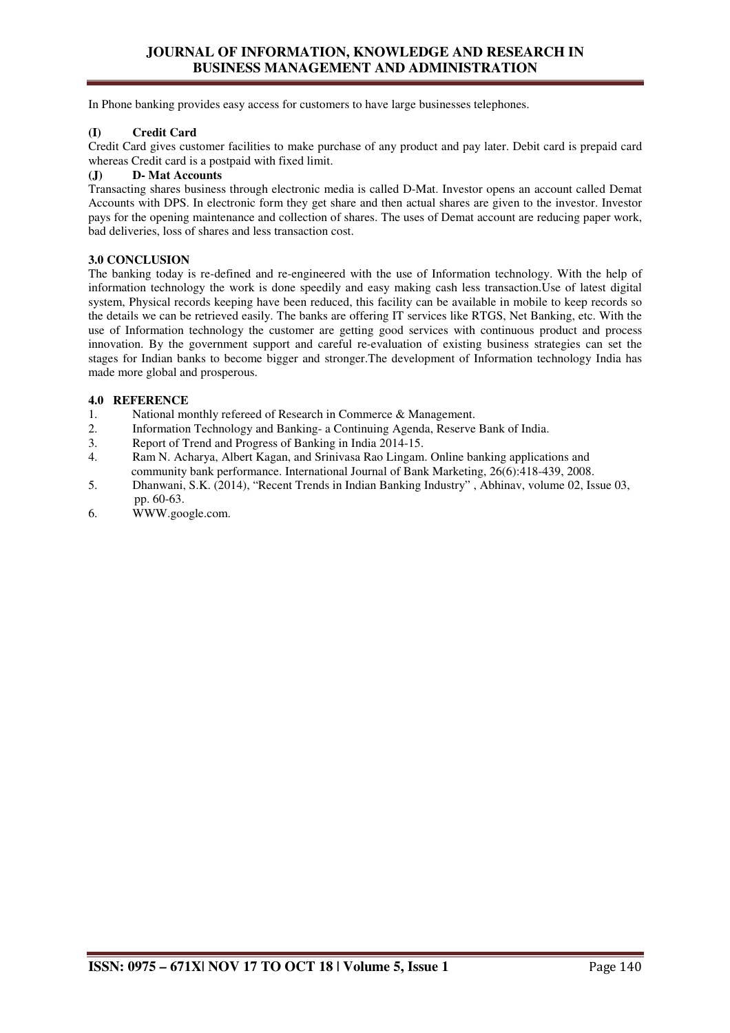In Phone banking provides easy access for customers to have large businesses telephones.

### (I) Credit Card

Credit Card gives customer facilities to make purchase of any product and pay later. Debit card is prepaid card whereas Credit card is a postpaid with fixed limit.

### (J) D- Mat Accounts

Transacting shares business through electronic media is called D-Mat. Investor opens an account called Demat Accounts with DPS. In electronic form they get share and then actual shares are given to the investor. Investor pays for the opening maintenance and collection of shares. The uses of Demat account are reducing paper work, bad deliveries, loss of shares and less transaction cost.

## 3.0 CONCLUSION

The banking today is re-defined and re-engineered with the use of Information technology. With the help of information technology the work is done speedily and easy making cash less transaction.Use of latest digital system, Physical records keeping have been reduced, this facility can be available in mobile to keep records so the details we can be retrieved easily. The banks are offering IT services like RTGS, Net Banking, etc. With the use of Information technology the customer are getting good services with continuous product and process innovation. By the government support and careful re-evaluation of existing business strategies can set the stages for Indian banks to become bigger and stronger.The development of Information technology India has made more global and prosperous.

## 4.0 REFERENCE

1. National monthly refereed of Research in Commerce & Management.
2. Information Technology and Banking- a Continuing Agenda, Reserve Bank of India.
3. Report of Trend and Progress of Banking in India 2014-15.
4. Ram N. Acharya, Albert Kagan, and Srinivasa Rao Lingam. Online banking applications and community bank performance. International Journal of Bank Marketing, 26(6):418-439, 2008.
5. Dhanwani, S.K. (2014), "Recent Trends in Indian Banking Industry" , Abhinav, volume 02, Issue 03, pp. 60-63.
6. WWW.google.com.